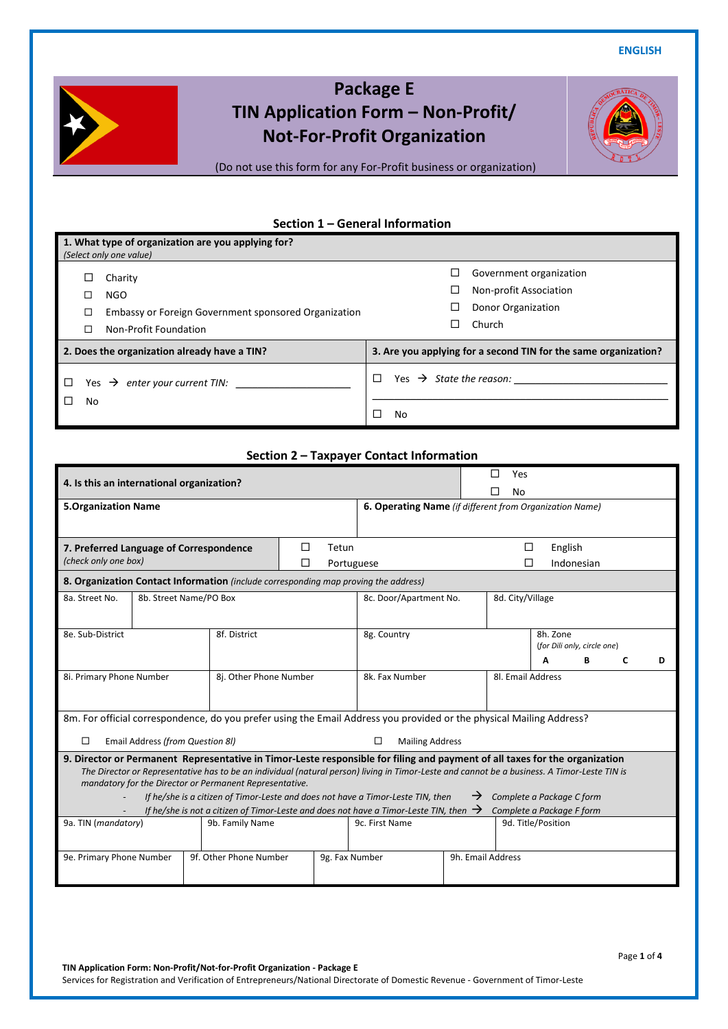ENGLISH

# Package E
# TIN Application Form – Non-Profit/ Not-For-Profit Organization

(Do not use this form for any For-Profit business or organization)

## Section 1 – General Information

**1. What type of organization are you applying for?**
*(Select only one value)*

- ☐ Charity
- ☐ NGO
- ☐ Embassy or Foreign Government sponsored Organization
- ☐ Non-Profit Foundation
- ☐ Government organization
- ☐ Non-profit Association
- ☐ Donor Organization
- ☐ Church

| 2. Does the organization already have a TIN? | 3. Are you applying for a second TIN for the same organization? |
|---|---|
| ☐ Yes → *enter your current TIN:* ____________________ | ☐ Yes → *State the reason:* ____________________ |
| ☐ No | ☐ No |

## Section 2 – Taxpayer Contact Information

| 4. Is this an international organization? | ☐ Yes ☐ No |
|---|---|

| 5.Organization Name | 6. Operating Name *(if different from Organization Name)* |
|---|---|
| | |

| 7. Preferred Language of Correspondence *(check only one box)* | ☐ Tetun | ☐ English |
|---|---|---|
| | ☐ Portuguese | ☐ Indonesian |

**8. Organization Contact Information** *(include corresponding map proving the address)*

| 8a. Street No. | 8b. Street Name/PO Box | 8c. Door/Apartment No. | 8d. City/Village |
|---|---|---|---|
| | | | |

| 8e. Sub-District | 8f. District | 8g. Country | 8h. Zone *(for Dili only, circle one)* A B C D |
|---|---|---|---|
| | | | |

| 8i. Primary Phone Number | 8j. Other Phone Number | 8k. Fax Number | 8l. Email Address |
|---|---|---|---|
| | | | |

8m. For official correspondence, do you prefer using the Email Address you provided or the physical Mailing Address?

☐ Email Address *(from Question 8l)* ☐ Mailing Address

**9. Director or Permanent Representative in Timor-Leste responsible for filing and payment of all taxes for the organization**

*The Director or Representative has to be an individual (natural person) living in Timor-Leste and cannot be a business. A Timor-Leste TIN is mandatory for the Director or Permanent Representative.*

- *If he/she is a citizen of Timor-Leste and does not have a Timor-Leste TIN, then* → *Complete a Package C form*
- *If he/she is not a citizen of Timor-Leste and does not have a Timor-Leste TIN, then* → *Complete a Package F form*

| 9a. TIN *(mandatory)* | 9b. Family Name | 9c. First Name | 9d. Title/Position |
|---|---|---|---|
| | | | |

| 9e. Primary Phone Number | 9f. Other Phone Number | 9g. Fax Number | 9h. Email Address |
|---|---|---|---|
| | | | |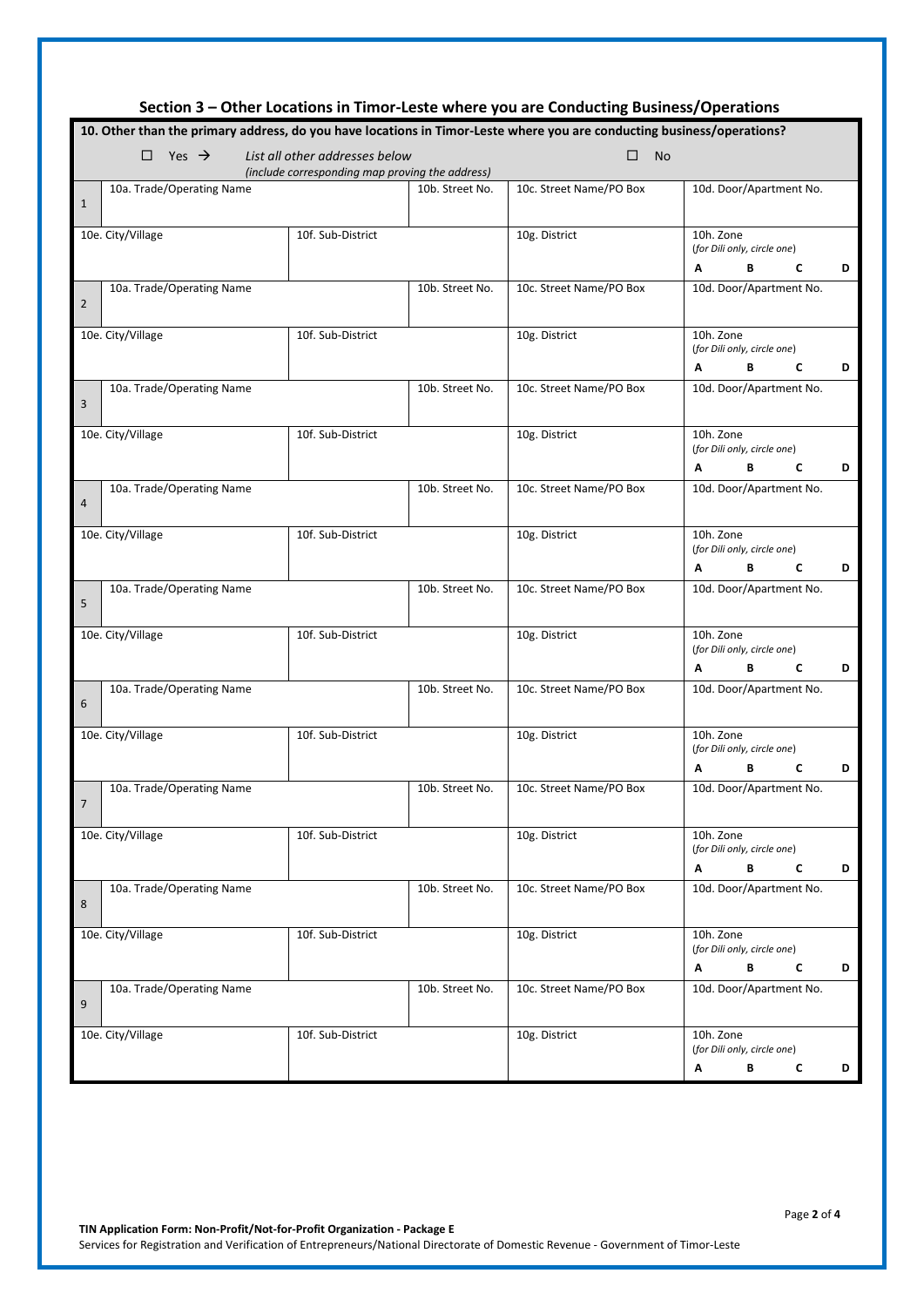## Section 3 – Other Locations in Timor-Leste where you are Conducting Business/Operations

**10. Other than the primary address, do you have locations in Timor-Leste where you are conducting business/operations?**

☐ Yes → *List all other addresses below (include corresponding map proving the address)* ☐ No

| # | 10a. Trade/Operating Name | | 10b. Street No. | 10c. Street Name/PO Box | 10d. Door/Apartment No. |
|---|---|---|---|---|---|
| 1 | | | | | |
| | 10e. City/Village | 10f. Sub-District | | 10g. District | 10h. Zone (*for Dili only, circle one*) A B C D |
| 2 | 10a. Trade/Operating Name | | 10b. Street No. | 10c. Street Name/PO Box | 10d. Door/Apartment No. |
| | 10e. City/Village | 10f. Sub-District | | 10g. District | 10h. Zone (*for Dili only, circle one*) A B C D |
| 3 | 10a. Trade/Operating Name | | 10b. Street No. | 10c. Street Name/PO Box | 10d. Door/Apartment No. |
| | 10e. City/Village | 10f. Sub-District | | 10g. District | 10h. Zone (*for Dili only, circle one*) A B C D |
| 4 | 10a. Trade/Operating Name | | 10b. Street No. | 10c. Street Name/PO Box | 10d. Door/Apartment No. |
| | 10e. City/Village | 10f. Sub-District | | 10g. District | 10h. Zone (*for Dili only, circle one*) A B C D |
| 5 | 10a. Trade/Operating Name | | 10b. Street No. | 10c. Street Name/PO Box | 10d. Door/Apartment No. |
| | 10e. City/Village | 10f. Sub-District | | 10g. District | 10h. Zone (*for Dili only, circle one*) A B C D |
| 6 | 10a. Trade/Operating Name | | 10b. Street No. | 10c. Street Name/PO Box | 10d. Door/Apartment No. |
| | 10e. City/Village | 10f. Sub-District | | 10g. District | 10h. Zone (*for Dili only, circle one*) A B C D |
| 7 | 10a. Trade/Operating Name | | 10b. Street No. | 10c. Street Name/PO Box | 10d. Door/Apartment No. |
| | 10e. City/Village | 10f. Sub-District | | 10g. District | 10h. Zone (*for Dili only, circle one*) A B C D |
| 8 | 10a. Trade/Operating Name | | 10b. Street No. | 10c. Street Name/PO Box | 10d. Door/Apartment No. |
| | 10e. City/Village | 10f. Sub-District | | 10g. District | 10h. Zone (*for Dili only, circle one*) A B C D |
| 9 | 10a. Trade/Operating Name | | 10b. Street No. | 10c. Street Name/PO Box | 10d. Door/Apartment No. |
| | 10e. City/Village | 10f. Sub-District | | 10g. District | 10h. Zone (*for Dili only, circle one*) A B C D |

**TIN Application Form: Non-Profit/Not-for-Profit Organization - Package E**
Services for Registration and Verification of Entrepreneurs/National Directorate of Domestic Revenue - Government of Timor-Leste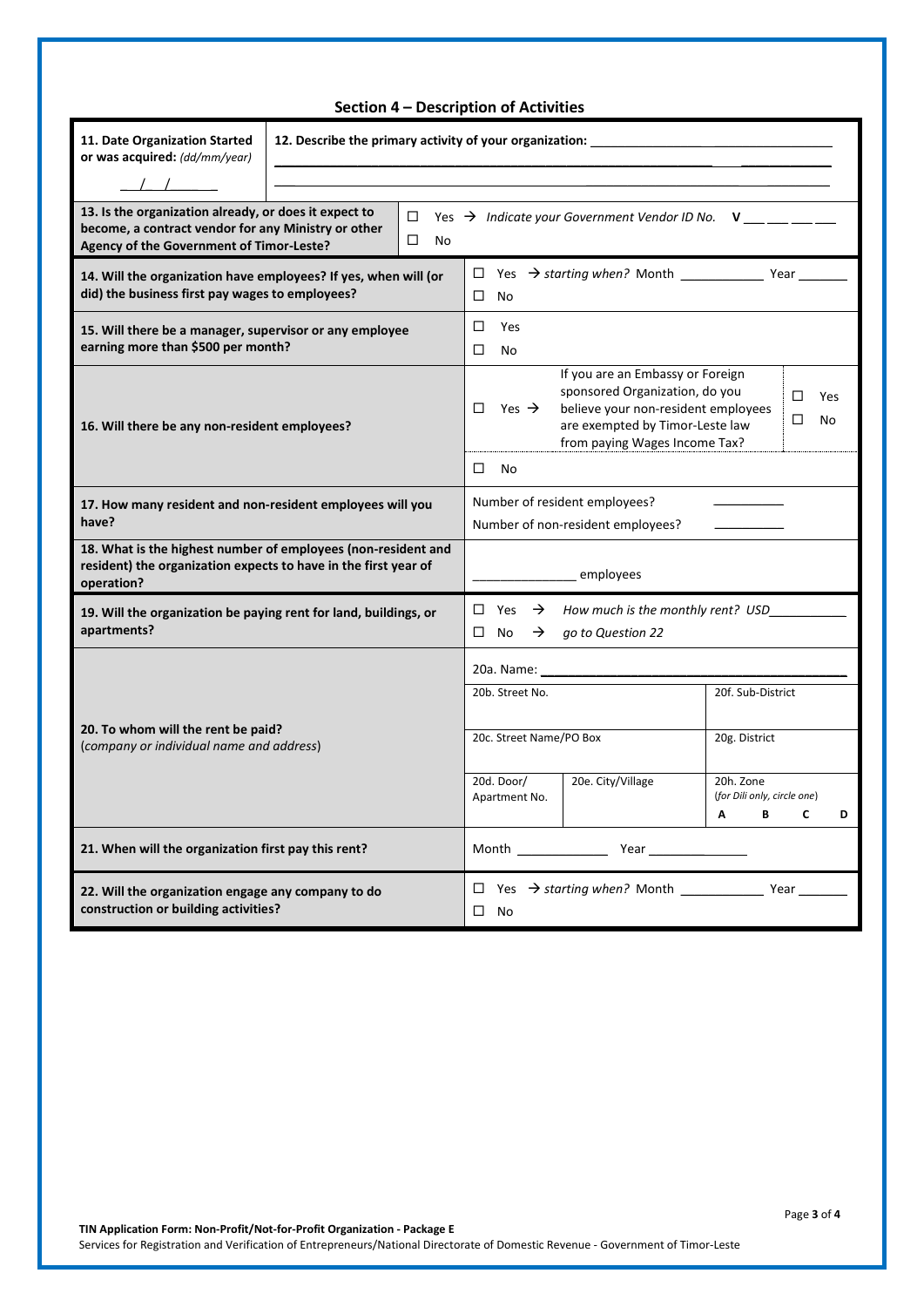## Section 4 – Description of Activities

| | |
|---|---|
| **11. Date Organization Started or was acquired:** *(dd/mm/year)* ___/___/______ | **12. Describe the primary activity of your organization:** ________________________________ |
| **13. Is the organization already, or does it expect to become, a contract vendor for any Ministry or other Agency of the Government of Timor-Leste?** | ☐ Yes → *Indicate your Government Vendor ID No.* **V** ___ ___ ___ ___<br>☐ No |
| **14. Will the organization have employees? If yes, when will (or did) the business first pay wages to employees?** | ☐ Yes → *starting when?* Month ___________ Year _______<br>☐ No |
| **15. Will there be a manager, supervisor or any employee earning more than $500 per month?** | ☐ Yes<br>☐ No |
| **16. Will there be any non-resident employees?** | ☐ Yes → If you are an Embassy or Foreign sponsored Organization, do you believe your non-resident employees are exempted by Timor-Leste law from paying Wages Income Tax? ☐ Yes ☐ No<br>☐ No |
| **17. How many resident and non-resident employees will you have?** | Number of resident employees? _________<br>Number of non-resident employees? _________ |
| **18. What is the highest number of employees (non-resident and resident) the organization expects to have in the first year of operation?** | ______________ employees |
| **19. Will the organization be paying rent for land, buildings, or apartments?** | ☐ Yes → *How much is the monthly rent? USD*__________<br>☐ No → *go to Question 22* |
| **20. To whom will the rent be paid?** (*company or individual name and address*) | 20a. Name: ________________________________<br>20b. Street No.<br>20c. Street Name/PO Box<br>20d. Door/ Apartment No.<br>20e. City/Village<br>20f. Sub-District<br>20g. District<br>20h. Zone (*for Dili only, circle one*) **A B C D** |
| **21. When will the organization first pay this rent?** | Month _____________ Year ______________ |
| **22. Will the organization engage any company to do construction or building activities?** | ☐ Yes → *starting when?* Month ___________ Year _______<br>☐ No |

**TIN Application Form: Non-Profit/Not-for-Profit Organization - Package E**
Services for Registration and Verification of Entrepreneurs/National Directorate of Domestic Revenue - Government of Timor-Leste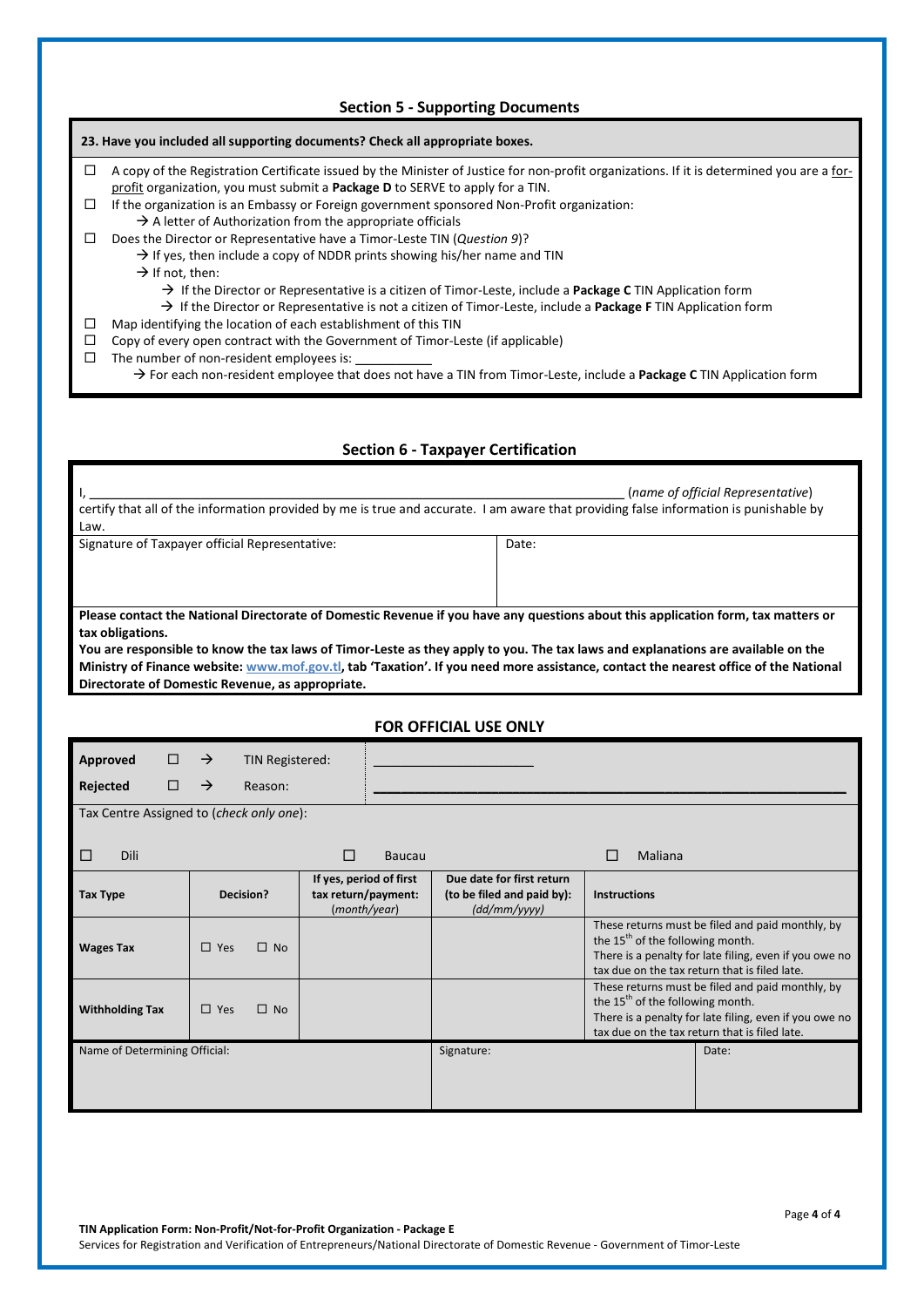## Section 5 - Supporting Documents

**23. Have you included all supporting documents? Check all appropriate boxes.**

- ☐ A copy of the Registration Certificate issued by the Minister of Justice for non-profit organizations. If it is determined you are a for-profit organization, you must submit a **Package D** to SERVE to apply for a TIN.
- ☐ If the organization is an Embassy or Foreign government sponsored Non-Profit organization:
  - → A letter of Authorization from the appropriate officials
- ☐ Does the Director or Representative have a Timor-Leste TIN (*Question 9*)?
  - → If yes, then include a copy of NDDR prints showing his/her name and TIN
  - → If not, then:
    - → If the Director or Representative is a citizen of Timor-Leste, include a **Package C** TIN Application form
    - → If the Director or Representative is not a citizen of Timor-Leste, include a **Package F** TIN Application form
- ☐ Map identifying the location of each establishment of this TIN
- ☐ Copy of every open contract with the Government of Timor-Leste (if applicable)
- ☐ The number of non-resident employees is: ___________
  - → For each non-resident employee that does not have a TIN from Timor-Leste, include a **Package C** TIN Application form

## Section 6 - Taxpayer Certification

I, ______________________________________________________________________________ (*name of official Representative*)
certify that all of the information provided by me is true and accurate. I am aware that providing false information is punishable by Law.

| Signature of Taxpayer official Representative: | Date: |
|---|---|
| | |

**Please contact the National Directorate of Domestic Revenue if you have any questions about this application form, tax matters or tax obligations.**

**You are responsible to know the tax laws of Timor-Leste as they apply to you. The tax laws and explanations are available on the Ministry of Finance website: www.mof.gov.tl, tab 'Taxation'. If you need more assistance, contact the nearest office of the National Directorate of Domestic Revenue, as appropriate.**

## FOR OFFICIAL USE ONLY

**Approved** ☐ → TIN Registered: ____________________

**Rejected** ☐ → Reason: ______________________________________________________________

Tax Centre Assigned to (*check only one*):

☐ Dili ☐ Baucau ☐ Maliana

| Tax Type | Decision? | If yes, period of first tax return/payment: (*month/year*) | Due date for first return (to be filed and paid by): (*dd/mm/yyyy*) | Instructions |
|---|---|---|---|---|
| **Wages Tax** | ☐ Yes ☐ No | | | These returns must be filed and paid monthly, by the 15th of the following month. There is a penalty for late filing, even if you owe no tax due on the tax return that is filed late. |
| **Withholding Tax** | ☐ Yes ☐ No | | | These returns must be filed and paid monthly, by the 15th of the following month. There is a penalty for late filing, even if you owe no tax due on the tax return that is filed late. |

| Name of Determining Official: | Signature: | Date: |
|---|---|---|
| | | |

**TIN Application Form: Non-Profit/Not-for-Profit Organization - Package E**
Services for Registration and Verification of Entrepreneurs/National Directorate of Domestic Revenue - Government of Timor-Leste